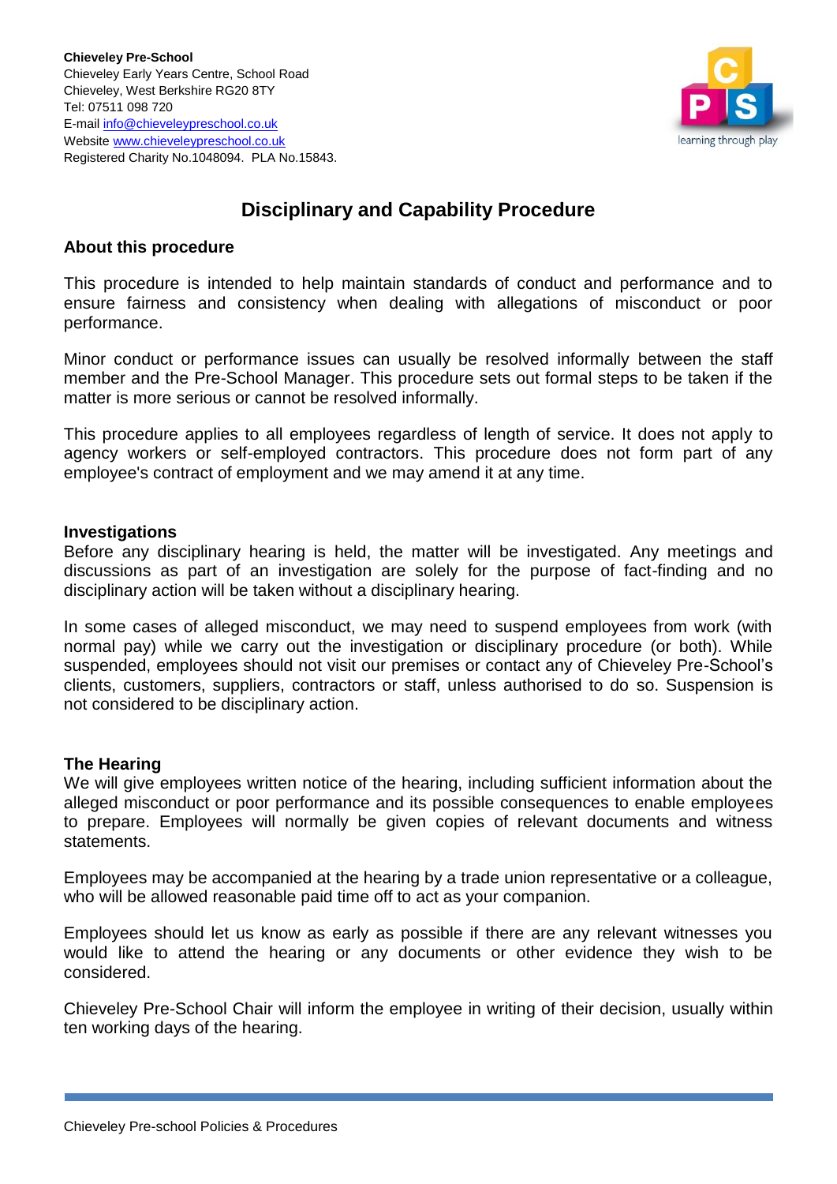**Chieveley Pre-School**
Chieveley Early Years Centre, School Road
Chieveley, West Berkshire RG20 8TY
Tel: 07511 098 720
E-mail info@chieveleypreschool.co.uk
Website www.chieveleypreschool.co.uk
Registered Charity No.1048094. PLA No.15843.

# Disciplinary and Capability Procedure

## About this procedure

This procedure is intended to help maintain standards of conduct and performance and to ensure fairness and consistency when dealing with allegations of misconduct or poor performance.

Minor conduct or performance issues can usually be resolved informally between the staff member and the Pre-School Manager. This procedure sets out formal steps to be taken if the matter is more serious or cannot be resolved informally.

This procedure applies to all employees regardless of length of service. It does not apply to agency workers or self-employed contractors. This procedure does not form part of any employee's contract of employment and we may amend it at any time.

## Investigations

Before any disciplinary hearing is held, the matter will be investigated. Any meetings and discussions as part of an investigation are solely for the purpose of fact-finding and no disciplinary action will be taken without a disciplinary hearing.

In some cases of alleged misconduct, we may need to suspend employees from work (with normal pay) while we carry out the investigation or disciplinary procedure (or both). While suspended, employees should not visit our premises or contact any of Chieveley Pre-School's clients, customers, suppliers, contractors or staff, unless authorised to do so. Suspension is not considered to be disciplinary action.

## The Hearing

We will give employees written notice of the hearing, including sufficient information about the alleged misconduct or poor performance and its possible consequences to enable employees to prepare. Employees will normally be given copies of relevant documents and witness statements.

Employees may be accompanied at the hearing by a trade union representative or a colleague, who will be allowed reasonable paid time off to act as your companion.

Employees should let us know as early as possible if there are any relevant witnesses you would like to attend the hearing or any documents or other evidence they wish to be considered.

Chieveley Pre-School Chair will inform the employee in writing of their decision, usually within ten working days of the hearing.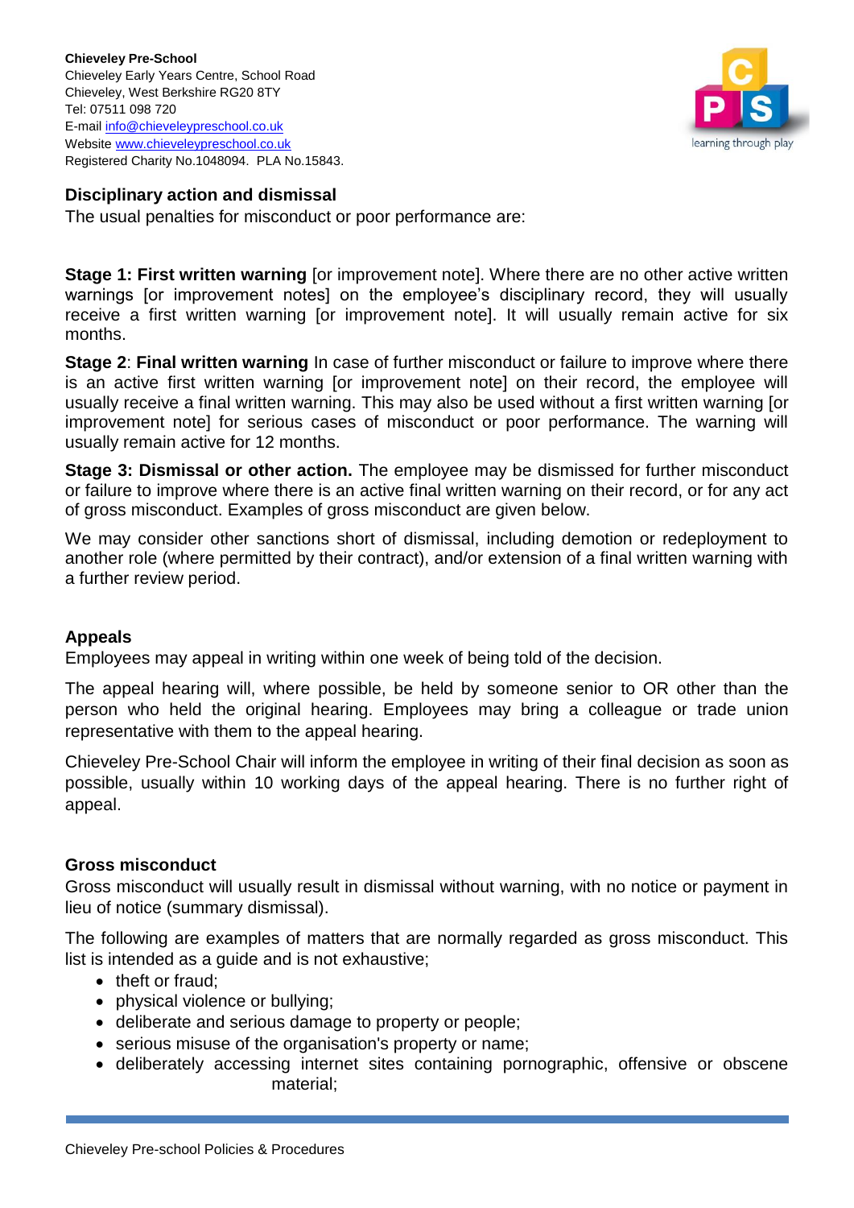### Disciplinary action and dismissal

The usual penalties for misconduct or poor performance are:

**Stage 1: First written warning** [or improvement note]. Where there are no other active written warnings [or improvement notes] on the employee's disciplinary record, they will usually receive a first written warning [or improvement note]. It will usually remain active for six months.

**Stage 2**: **Final written warning** In case of further misconduct or failure to improve where there is an active first written warning [or improvement note] on their record, the employee will usually receive a final written warning. This may also be used without a first written warning [or improvement note] for serious cases of misconduct or poor performance. The warning will usually remain active for 12 months.

**Stage 3: Dismissal or other action.** The employee may be dismissed for further misconduct or failure to improve where there is an active final written warning on their record, or for any act of gross misconduct. Examples of gross misconduct are given below.

We may consider other sanctions short of dismissal, including demotion or redeployment to another role (where permitted by their contract), and/or extension of a final written warning with a further review period.

### Appeals

Employees may appeal in writing within one week of being told of the decision.

The appeal hearing will, where possible, be held by someone senior to OR other than the person who held the original hearing. Employees may bring a colleague or trade union representative with them to the appeal hearing.

Chieveley Pre-School Chair will inform the employee in writing of their final decision as soon as possible, usually within 10 working days of the appeal hearing. There is no further right of appeal.

### Gross misconduct

Gross misconduct will usually result in dismissal without warning, with no notice or payment in lieu of notice (summary dismissal).

The following are examples of matters that are normally regarded as gross misconduct. This list is intended as a guide and is not exhaustive;

- theft or fraud;
- physical violence or bullying;
- deliberate and serious damage to property or people;
- serious misuse of the organisation's property or name;
- deliberately accessing internet sites containing pornographic, offensive or obscene material;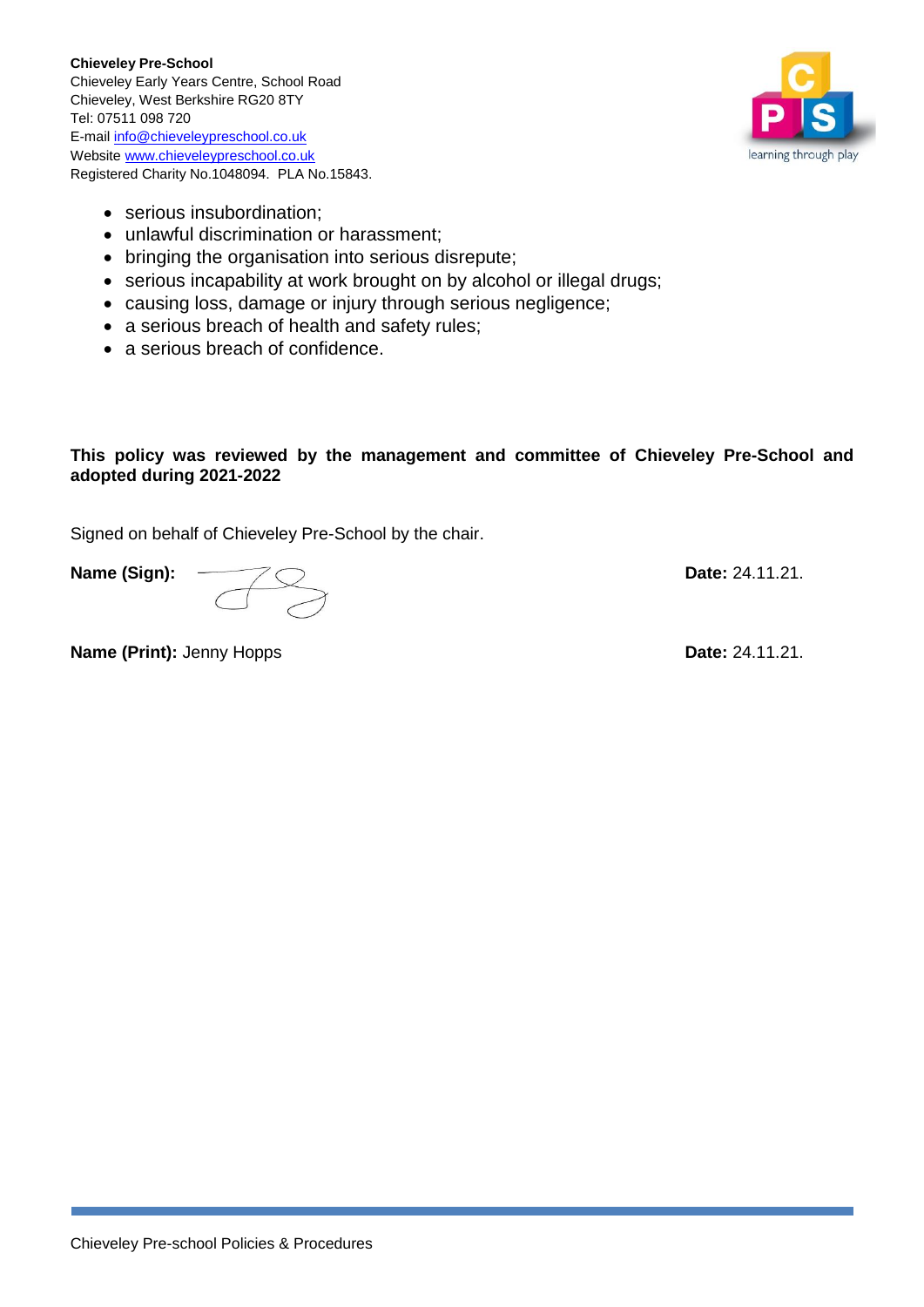- serious insubordination;
- unlawful discrimination or harassment;
- bringing the organisation into serious disrepute;
- serious incapability at work brought on by alcohol or illegal drugs;
- causing loss, damage or injury through serious negligence;
- a serious breach of health and safety rules;
- a serious breach of confidence.

**This policy was reviewed by the management and committee of Chieveley Pre-School and adopted during 2021-2022**

Signed on behalf of Chieveley Pre-School by the chair.

**Name (Sign):** **Date:** 24.11.21.

**Name (Print):** Jenny Hopps **Date:** 24.11.21.